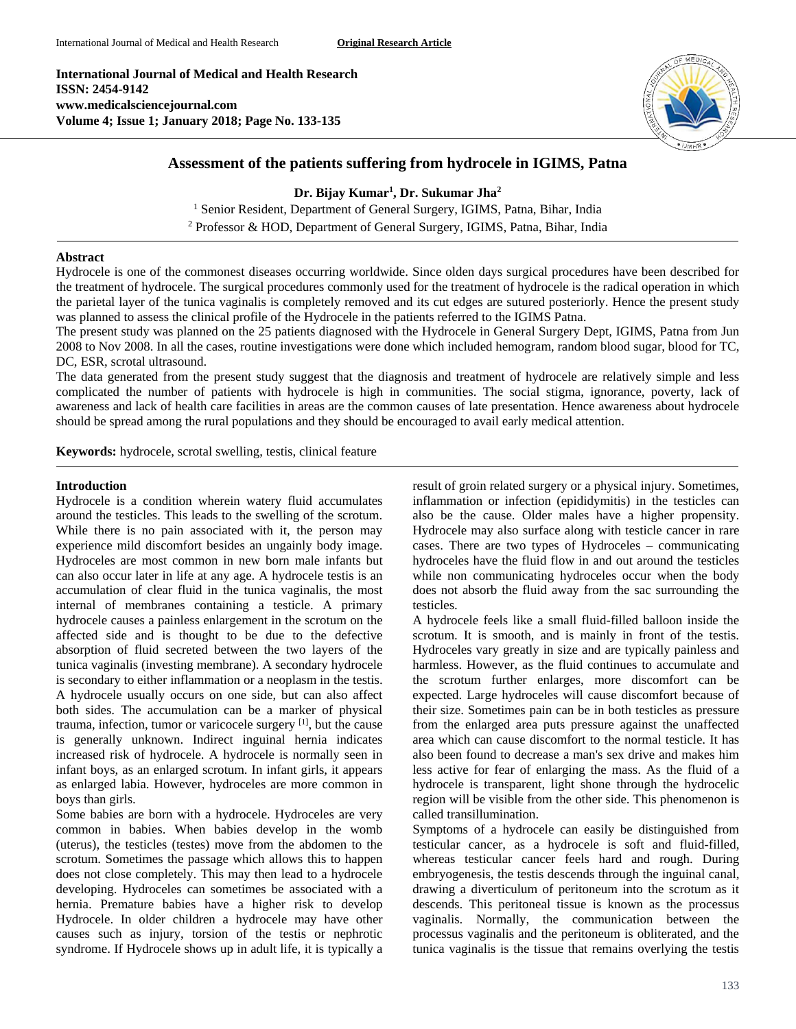**International Journal of Medical and Health Research**
**ISSN: 2454-9142**
**www.medicalsciencejournal.com**
**Volume 4; Issue 1; January 2018; Page No. 133-135**

# Assessment of the patients suffering from hydrocele in IGIMS, Patna

**Dr. Bijay Kumar[1], Dr. Sukumar Jha[2]**

[1] Senior Resident, Department of General Surgery, IGIMS, Patna, Bihar, India
[2] Professor & HOD, Department of General Surgery, IGIMS, Patna, Bihar, India

## Abstract

Hydrocele is one of the commonest diseases occurring worldwide. Since olden days surgical procedures have been described for the treatment of hydrocele. The surgical procedures commonly used for the treatment of hydrocele is the radical operation in which the parietal layer of the tunica vaginalis is completely removed and its cut edges are sutured posteriorly. Hence the present study was planned to assess the clinical profile of the Hydrocele in the patients referred to the IGIMS Patna.

The present study was planned on the 25 patients diagnosed with the Hydrocele in General Surgery Dept, IGIMS, Patna from Jun 2008 to Nov 2008. In all the cases, routine investigations were done which included hemogram, random blood sugar, blood for TC, DC, ESR, scrotal ultrasound.

The data generated from the present study suggest that the diagnosis and treatment of hydrocele are relatively simple and less complicated the number of patients with hydrocele is high in communities. The social stigma, ignorance, poverty, lack of awareness and lack of health care facilities in areas are the common causes of late presentation. Hence awareness about hydrocele should be spread among the rural populations and they should be encouraged to avail early medical attention.

**Keywords:** hydrocele, scrotal swelling, testis, clinical feature

## Introduction

Hydrocele is a condition wherein watery fluid accumulates around the testicles. This leads to the swelling of the scrotum. While there is no pain associated with it, the person may experience mild discomfort besides an ungainly body image. Hydroceles are most common in new born male infants but can also occur later in life at any age. A hydrocele testis is an accumulation of clear fluid in the tunica vaginalis, the most internal of membranes containing a testicle. A primary hydrocele causes a painless enlargement in the scrotum on the affected side and is thought to be due to the defective absorption of fluid secreted between the two layers of the tunica vaginalis (investing membrane). A secondary hydrocele is secondary to either inflammation or a neoplasm in the testis. A hydrocele usually occurs on one side, but can also affect both sides. The accumulation can be a marker of physical trauma, infection, tumor or varicocele surgery [1], but the cause is generally unknown. Indirect inguinal hernia indicates increased risk of hydrocele. A hydrocele is normally seen in infant boys, as an enlarged scrotum. In infant girls, it appears as enlarged labia. However, hydroceles are more common in boys than girls.

Some babies are born with a hydrocele. Hydroceles are very common in babies. When babies develop in the womb (uterus), the testicles (testes) move from the abdomen to the scrotum. Sometimes the passage which allows this to happen does not close completely. This may then lead to a hydrocele developing. Hydroceles can sometimes be associated with a hernia. Premature babies have a higher risk to develop Hydrocele. In older children a hydrocele may have other causes such as injury, torsion of the testis or nephrotic syndrome. If Hydrocele shows up in adult life, it is typically a result of groin related surgery or a physical injury. Sometimes, inflammation or infection (epididymitis) in the testicles can also be the cause. Older males have a higher propensity. Hydrocele may also surface along with testicle cancer in rare cases. There are two types of Hydroceles – communicating hydroceles have the fluid flow in and out around the testicles while non communicating hydroceles occur when the body does not absorb the fluid away from the sac surrounding the testicles.

A hydrocele feels like a small fluid-filled balloon inside the scrotum. It is smooth, and is mainly in front of the testis. Hydroceles vary greatly in size and are typically painless and harmless. However, as the fluid continues to accumulate and the scrotum further enlarges, more discomfort can be expected. Large hydroceles will cause discomfort because of their size. Sometimes pain can be in both testicles as pressure from the enlarged area puts pressure against the unaffected area which can cause discomfort to the normal testicle. It has also been found to decrease a man's sex drive and makes him less active for fear of enlarging the mass. As the fluid of a hydrocele is transparent, light shone through the hydrocelic region will be visible from the other side. This phenomenon is called transillumination.

Symptoms of a hydrocele can easily be distinguished from testicular cancer, as a hydrocele is soft and fluid-filled, whereas testicular cancer feels hard and rough. During embryogenesis, the testis descends through the inguinal canal, drawing a diverticulum of peritoneum into the scrotum as it descends. This peritoneal tissue is known as the processus vaginalis. Normally, the communication between the processus vaginalis and the peritoneum is obliterated, and the tunica vaginalis is the tissue that remains overlying the testis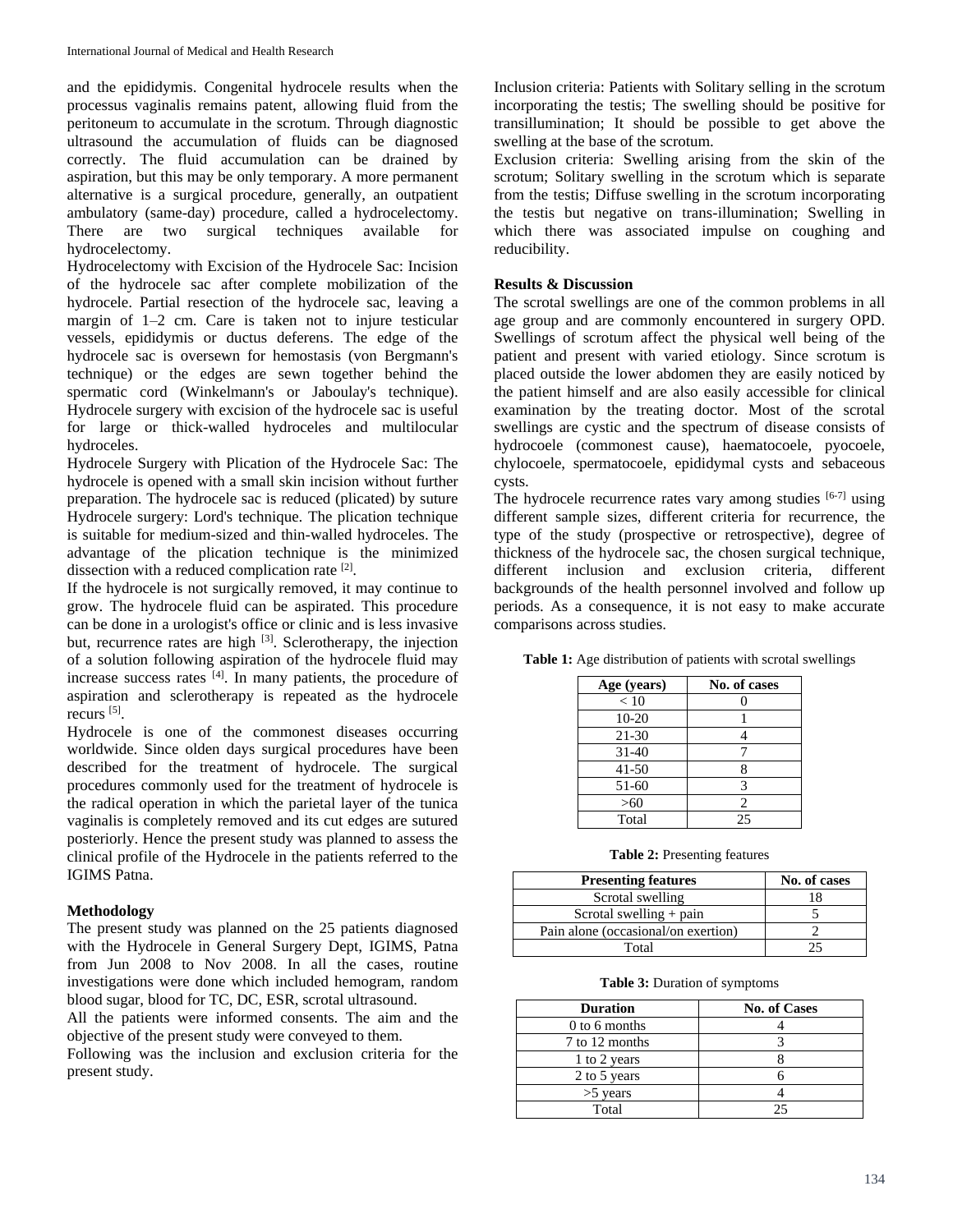and the epididymis. Congenital hydrocele results when the processus vaginalis remains patent, allowing fluid from the peritoneum to accumulate in the scrotum. Through diagnostic ultrasound the accumulation of fluids can be diagnosed correctly. The fluid accumulation can be drained by aspiration, but this may be only temporary. A more permanent alternative is a surgical procedure, generally, an outpatient ambulatory (same-day) procedure, called a hydrocelectomy. There are two surgical techniques available for hydrocelectomy.

Hydrocelectomy with Excision of the Hydrocele Sac: Incision of the hydrocele sac after complete mobilization of the hydrocele. Partial resection of the hydrocele sac, leaving a margin of 1–2 cm. Care is taken not to injure testicular vessels, epididymis or ductus deferens. The edge of the hydrocele sac is oversewn for hemostasis (von Bergmann's technique) or the edges are sewn together behind the spermatic cord (Winkelmann's or Jaboulay's technique). Hydrocele surgery with excision of the hydrocele sac is useful for large or thick-walled hydroceles and multilocular hydroceles.

Hydrocele Surgery with Plication of the Hydrocele Sac: The hydrocele is opened with a small skin incision without further preparation. The hydrocele sac is reduced (plicated) by suture Hydrocele surgery: Lord's technique. The plication technique is suitable for medium-sized and thin-walled hydroceles. The advantage of the plication technique is the minimized dissection with a reduced complication rate [2].

If the hydrocele is not surgically removed, it may continue to grow. The hydrocele fluid can be aspirated. This procedure can be done in a urologist's office or clinic and is less invasive but, recurrence rates are high [3]. Sclerotherapy, the injection of a solution following aspiration of the hydrocele fluid may increase success rates [4]. In many patients, the procedure of aspiration and sclerotherapy is repeated as the hydrocele recurs [5].

Hydrocele is one of the commonest diseases occurring worldwide. Since olden days surgical procedures have been described for the treatment of hydrocele. The surgical procedures commonly used for the treatment of hydrocele is the radical operation in which the parietal layer of the tunica vaginalis is completely removed and its cut edges are sutured posteriorly. Hence the present study was planned to assess the clinical profile of the Hydrocele in the patients referred to the IGIMS Patna.

### Methodology

The present study was planned on the 25 patients diagnosed with the Hydrocele in General Surgery Dept, IGIMS, Patna from Jun 2008 to Nov 2008. In all the cases, routine investigations were done which included hemogram, random blood sugar, blood for TC, DC, ESR, scrotal ultrasound.

All the patients were informed consents. The aim and the objective of the present study were conveyed to them.

Following was the inclusion and exclusion criteria for the present study.

Inclusion criteria: Patients with Solitary selling in the scrotum incorporating the testis; The swelling should be positive for transillumination; It should be possible to get above the swelling at the base of the scrotum.

Exclusion criteria: Swelling arising from the skin of the scrotum; Solitary swelling in the scrotum which is separate from the testis; Diffuse swelling in the scrotum incorporating the testis but negative on trans-illumination; Swelling in which there was associated impulse on coughing and reducibility.

### Results & Discussion

The scrotal swellings are one of the common problems in all age group and are commonly encountered in surgery OPD. Swellings of scrotum affect the physical well being of the patient and present with varied etiology. Since scrotum is placed outside the lower abdomen they are easily noticed by the patient himself and are also easily accessible for clinical examination by the treating doctor. Most of the scrotal swellings are cystic and the spectrum of disease consists of hydrocoele (commonest cause), haematocoele, pyocoele, chylocoele, spermatocoele, epididymal cysts and sebaceous cysts.

The hydrocele recurrence rates vary among studies [6-7] using different sample sizes, different criteria for recurrence, the type of the study (prospective or retrospective), degree of thickness of the hydrocele sac, the chosen surgical technique, different inclusion and exclusion criteria, different backgrounds of the health personnel involved and follow up periods. As a consequence, it is not easy to make accurate comparisons across studies.

**Table 1:** Age distribution of patients with scrotal swellings

| Age (years) | No. of cases |
|---|---|
| < 10 | 0 |
| 10-20 | 1 |
| 21-30 | 4 |
| 31-40 | 7 |
| 41-50 | 8 |
| 51-60 | 3 |
| >60 | 2 |
| Total | 25 |

**Table 2:** Presenting features

| Presenting features | No. of cases |
|---|---|
| Scrotal swelling | 18 |
| Scrotal swelling + pain | 5 |
| Pain alone (occasional/on exertion) | 2 |
| Total | 25 |

**Table 3:** Duration of symptoms

| Duration | No. of Cases |
|---|---|
| 0 to 6 months | 4 |
| 7 to 12 months | 3 |
| 1 to 2 years | 8 |
| 2 to 5 years | 6 |
| >5 years | 4 |
| Total | 25 |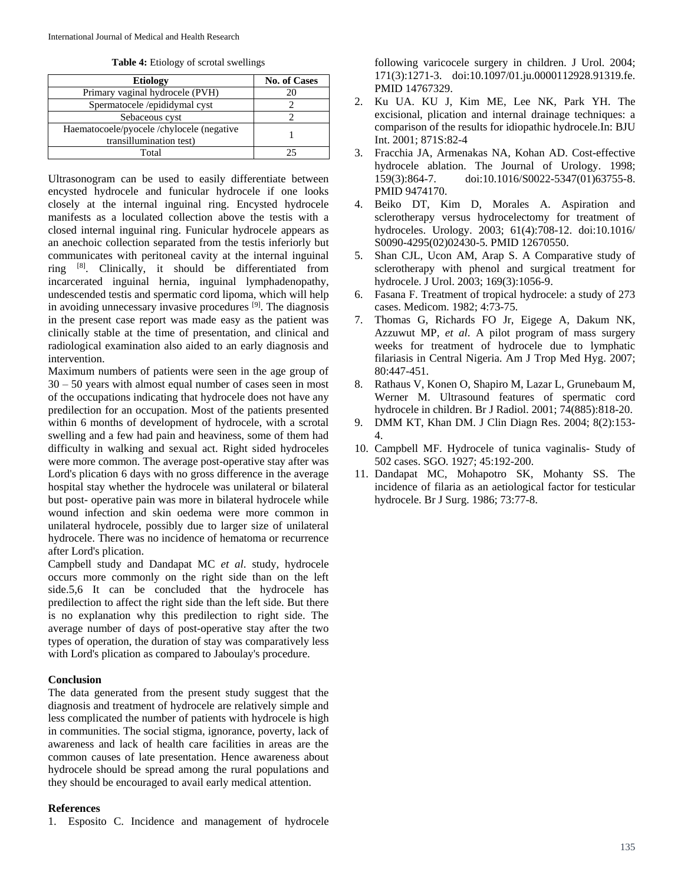**Table 4:** Etiology of scrotal swellings

| Etiology | No. of Cases |
|---|---|
| Primary vaginal hydrocele (PVH) | 20 |
| Spermatocele /epididymal cyst | 2 |
| Sebaceous cyst | 2 |
| Haematocoele/pyocele /chylocele (negative transillumination test) | 1 |
| Total | 25 |

Ultrasonogram can be used to easily differentiate between encysted hydrocele and funicular hydrocele if one looks closely at the internal inguinal ring. Encysted hydrocele manifests as a loculated collection above the testis with a closed internal inguinal ring. Funicular hydrocele appears as an anechoic collection separated from the testis inferiorly but communicates with peritoneal cavity at the internal inguinal ring [8]. Clinically, it should be differentiated from incarcerated inguinal hernia, inguinal lymphadenopathy, undescended testis and spermatic cord lipoma, which will help in avoiding unnecessary invasive procedures [9]. The diagnosis in the present case report was made easy as the patient was clinically stable at the time of presentation, and clinical and radiological examination also aided to an early diagnosis and intervention.

Maximum numbers of patients were seen in the age group of 30 – 50 years with almost equal number of cases seen in most of the occupations indicating that hydrocele does not have any predilection for an occupation. Most of the patients presented within 6 months of development of hydrocele, with a scrotal swelling and a few had pain and heaviness, some of them had difficulty in walking and sexual act. Right sided hydroceles were more common. The average post-operative stay after was Lord's plication 6 days with no gross difference in the average hospital stay whether the hydrocele was unilateral or bilateral but post- operative pain was more in bilateral hydrocele while wound infection and skin oedema were more common in unilateral hydrocele, possibly due to larger size of unilateral hydrocele. There was no incidence of hematoma or recurrence after Lord's plication.

Campbell study and Dandapat MC *et al*. study, hydrocele occurs more commonly on the right side than on the left side.5,6 It can be concluded that the hydrocele has predilection to affect the right side than the left side. But there is no explanation why this predilection to right side. The average number of days of post-operative stay after the two types of operation, the duration of stay was comparatively less with Lord's plication as compared to Jaboulay's procedure.

## Conclusion

The data generated from the present study suggest that the diagnosis and treatment of hydrocele are relatively simple and less complicated the number of patients with hydrocele is high in communities. The social stigma, ignorance, poverty, lack of awareness and lack of health care facilities in areas are the common causes of late presentation. Hence awareness about hydrocele should be spread among the rural populations and they should be encouraged to avail early medical attention.

## References

1. Esposito C. Incidence and management of hydrocele following varicocele surgery in children. J Urol. 2004; 171(3):1271-3. doi:10.1097/01.ju.0000112928.91319.fe. PMID 14767329.
2. Ku UA. KU J, Kim ME, Lee NK, Park YH. The excisional, plication and internal drainage techniques: a comparison of the results for idiopathic hydrocele.In: BJU Int. 2001; 871S:82-4
3. Fracchia JA, Armenakas NA, Kohan AD. Cost-effective hydrocele ablation. The Journal of Urology. 1998; 159(3):864-7. doi:10.1016/S0022-5347(01)63755-8. PMID 9474170.
4. Beiko DT, Kim D, Morales A. Aspiration and sclerotherapy versus hydrocelectomy for treatment of hydroceles. Urology. 2003; 61(4):708-12. doi:10.1016/ S0090-4295(02)02430-5. PMID 12670550.
5. Shan CJL, Ucon AM, Arap S. A Comparative study of sclerotherapy with phenol and surgical treatment for hydrocele. J Urol. 2003; 169(3):1056-9.
6. Fasana F. Treatment of tropical hydrocele: a study of 273 cases. Medicom. 1982; 4:73-75.
7. Thomas G, Richards FO Jr, Eigege A, Dakum NK, Azzuwut MP, *et al*. A pilot program of mass surgery weeks for treatment of hydrocele due to lymphatic filariasis in Central Nigeria. Am J Trop Med Hyg. 2007; 80:447-451.
8. Rathaus V, Konen O, Shapiro M, Lazar L, Grunebaum M, Werner M. Ultrasound features of spermatic cord hydrocele in children. Br J Radiol. 2001; 74(885):818-20.
9. DMM KT, Khan DM. J Clin Diagn Res. 2004; 8(2):153-4.
10. Campbell MF. Hydrocele of tunica vaginalis- Study of 502 cases. SGO. 1927; 45:192-200.
11. Dandapat MC, Mohapotro SK, Mohanty SS. The incidence of filaria as an aetiological factor for testicular hydrocele. Br J Surg. 1986; 73:77-8.